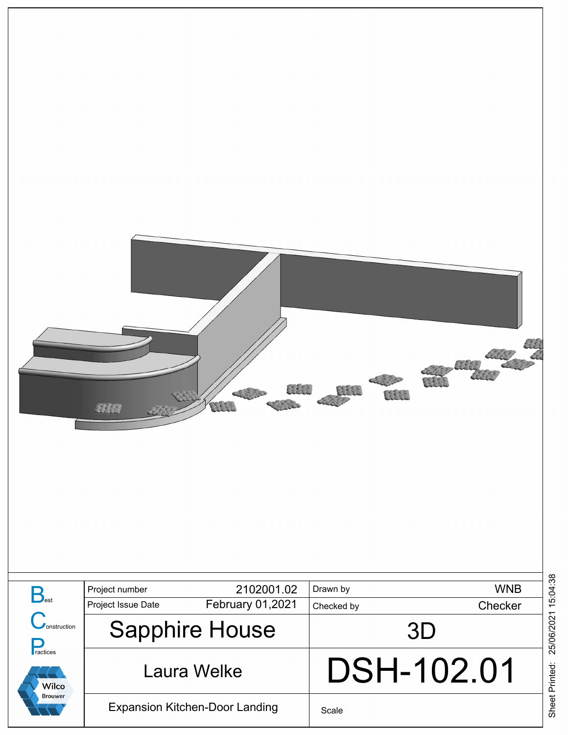| Best Construction Practices | Project number | 2102001.02 | Drawn by | WNB |
|---|---|---|---|---|
| | Project Issue Date | February 01,2021 | Checked by | Checker |
| | Sapphire House | | 3D | |
| | Laura Welke | | DSH-102.01 | |
| Wilco Brouwer | Expansion Kitchen-Door Landing | | Scale | |

Sheet Printed: 25/06/2021 15:04:38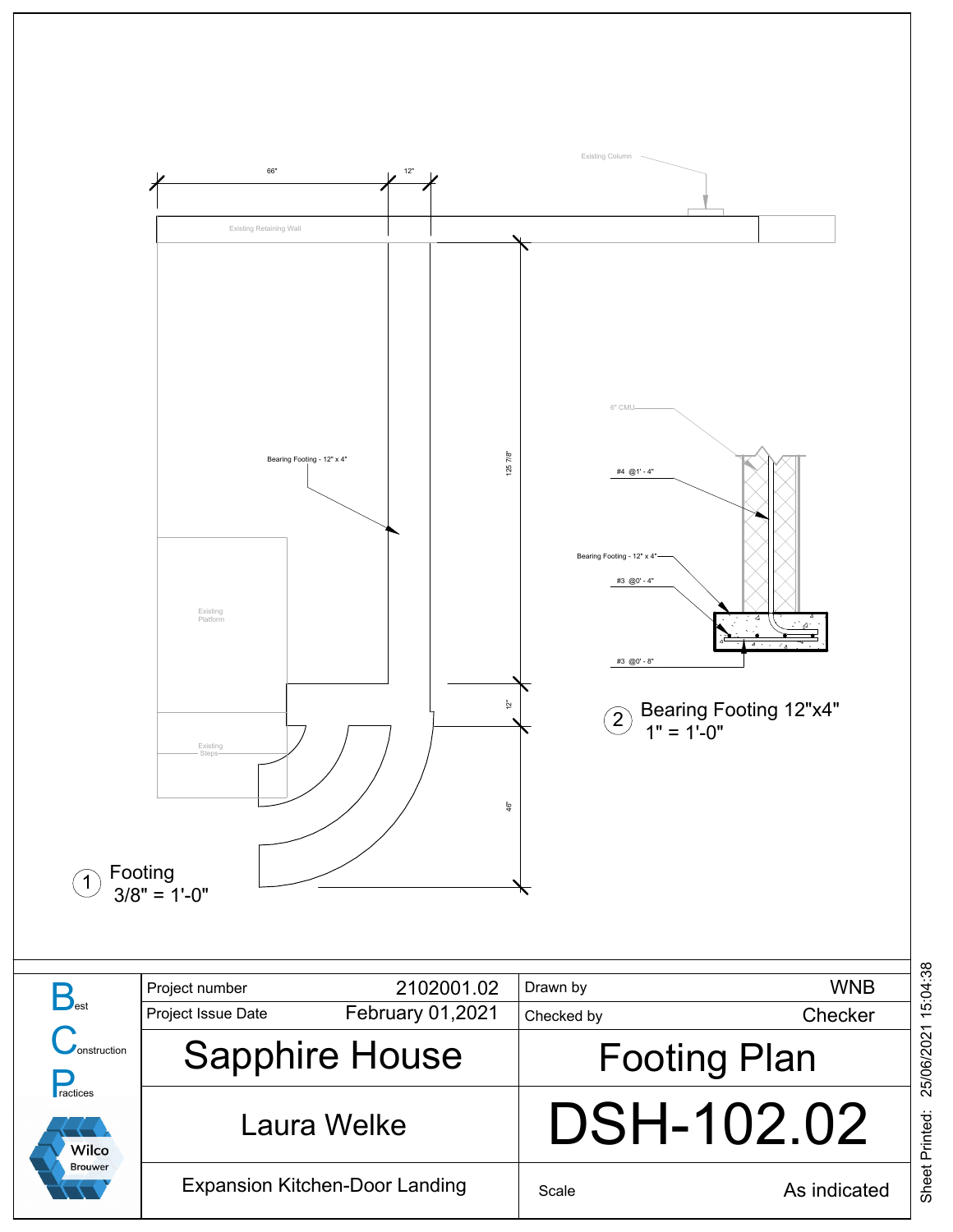66"

12"

Existing Column

Existing Retaining Wall

Bearing Footing - 12" x 4"

125 7/8"

6" CMU

#4 @1' - 4"

Bearing Footing - 12" x 4"

#3 @0' - 4"

#3 @0' - 8"

Existing Platform

12"

Existing Steps

46"

2 Bearing Footing 12"x4"
1" = 1'-0"

1 Footing
3/8" = 1'-0"

| Best Construction Practices — Wilco Brouwer | Project number | 2102001.02 | Drawn by | WNB |
|---|---|---|---|---|
| | Project Issue Date | February 01,2021 | Checked by | Checker |
| | Sapphire House | | Footing Plan | |
| | Laura Welke | | DSH-102.02 | |
| | Expansion Kitchen-Door Landing | | Scale | As indicated |

Sheet Printed: 25/06/2021 15:04:38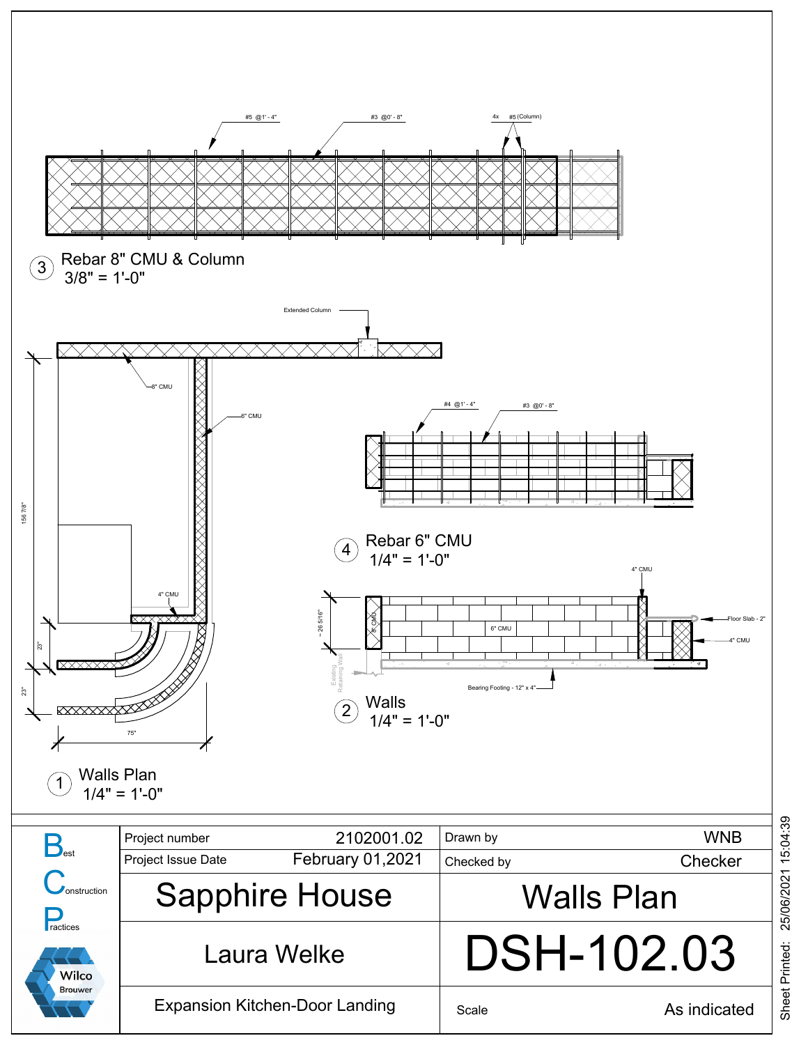#5 @1' - 4"

#3 @0' - 8"

4x #5 (Column)

3 Rebar 8" CMU & Column
3/8" = 1'-0"

Extended Column

8" CMU

6" CMU

156 7/8"

4" CMU

23"

23"

75"

1 Walls Plan
1/4" = 1'-0"

#4 @1' - 4"

#3 @0' - 8"

4 Rebar 6" CMU
1/4" = 1'-0"

4" CMU

~ 26 5/16"

8" CMU

6" CMU

Floor Slab - 2"

4" CMU

Existing Retaining Wall

Bearing Footing - 12" x 4"

2 Walls
1/4" = 1'-0"

| | | | |
|---|---|---|---|
| Project number | 2102001.02 | Drawn by | WNB |
| Project Issue Date | February 01,2021 | Checked by | Checker |
| Sapphire House | | Walls Plan | |
| Laura Welke | | DSH-102.03 | |
| Expansion Kitchen-Door Landing | | Scale | As indicated |

Best Construction Practices

Wilco Brouwer

Sheet Printed: 25/06/2021 15:04:39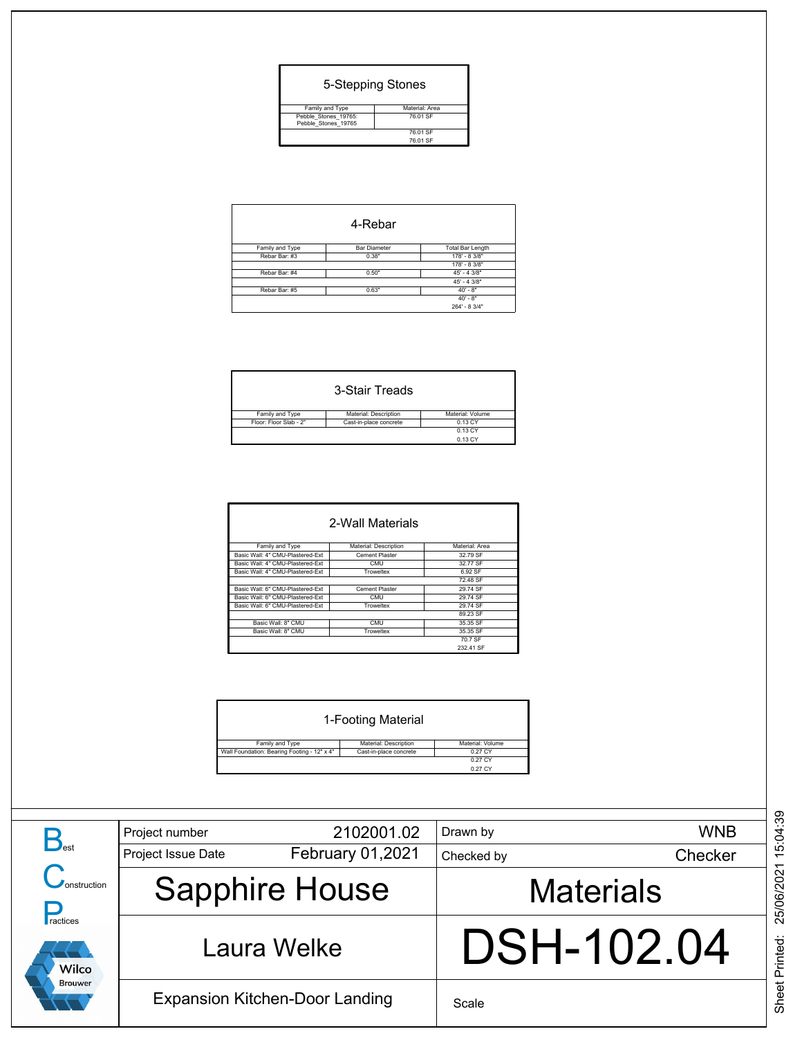## 5-Stepping Stones

| Family and Type | Material: Area |
|---|---|
| Pebble_Stones_19765: Pebble_Stones_19765 | 76.01 SF |
| | 76.01 SF |
| | 76.01 SF |

## 4-Rebar

| Family and Type | Bar Diameter | Total Bar Length |
|---|---|---|
| Rebar Bar: #3 | 0.38" | 178' - 8 3/8" |
| | | 178' - 8 3/8" |
| Rebar Bar: #4 | 0.50" | 45' - 4 3/8" |
| | | 45' - 4 3/8" |
| Rebar Bar: #5 | 0.63" | 40' - 8" |
| | | 40' - 8" |
| | | 264' - 8 3/4" |

## 3-Stair Treads

| Family and Type | Material: Description | Material: Volume |
|---|---|---|
| Floor: Floor Slab - 2" | Cast-in-place concrete | 0.13 CY |
| | | 0.13 CY |
| | | 0.13 CY |

## 2-Wall Materials

| Family and Type | Material: Description | Material: Area |
|---|---|---|
| Basic Wall: 4" CMU-Plastered-Ext | Cement Plaster | 32.79 SF |
| Basic Wall: 4" CMU-Plastered-Ext | CMU | 32.77 SF |
| Basic Wall: 4" CMU-Plastered-Ext | Troweltex | 6.92 SF |
| | | 72.48 SF |
| Basic Wall: 6" CMU-Plastered-Ext | Cement Plaster | 29.74 SF |
| Basic Wall: 6" CMU-Plastered-Ext | CMU | 29.74 SF |
| Basic Wall: 6" CMU-Plastered-Ext | Troweltex | 29.74 SF |
| | | 89.23 SF |
| Basic Wall: 8" CMU | CMU | 35.35 SF |
| Basic Wall: 8" CMU | Troweltex | 35.35 SF |
| | | 70.7 SF |
| | | 232.41 SF |

## 1-Footing Material

| Family and Type | Material: Description | Material: Volume |
|---|---|---|
| Wall Foundation: Bearing Footing - 12" x 4" | Cast-in-place concrete | 0.27 CY |
| | | 0.27 CY |
| | | 0.27 CY |

Best Construction Practices

Wilco Brouwer

| | | | |
|---|---|---|---|
| Project number | 2102001.02 | Drawn by | WNB |
| Project Issue Date | February 01,2021 | Checked by | Checker |

# Sapphire House

# Materials

Laura Welke

# DSH-102.04

Expansion Kitchen-Door Landing

Scale

Sheet Printed: 25/06/2021 15:04:39